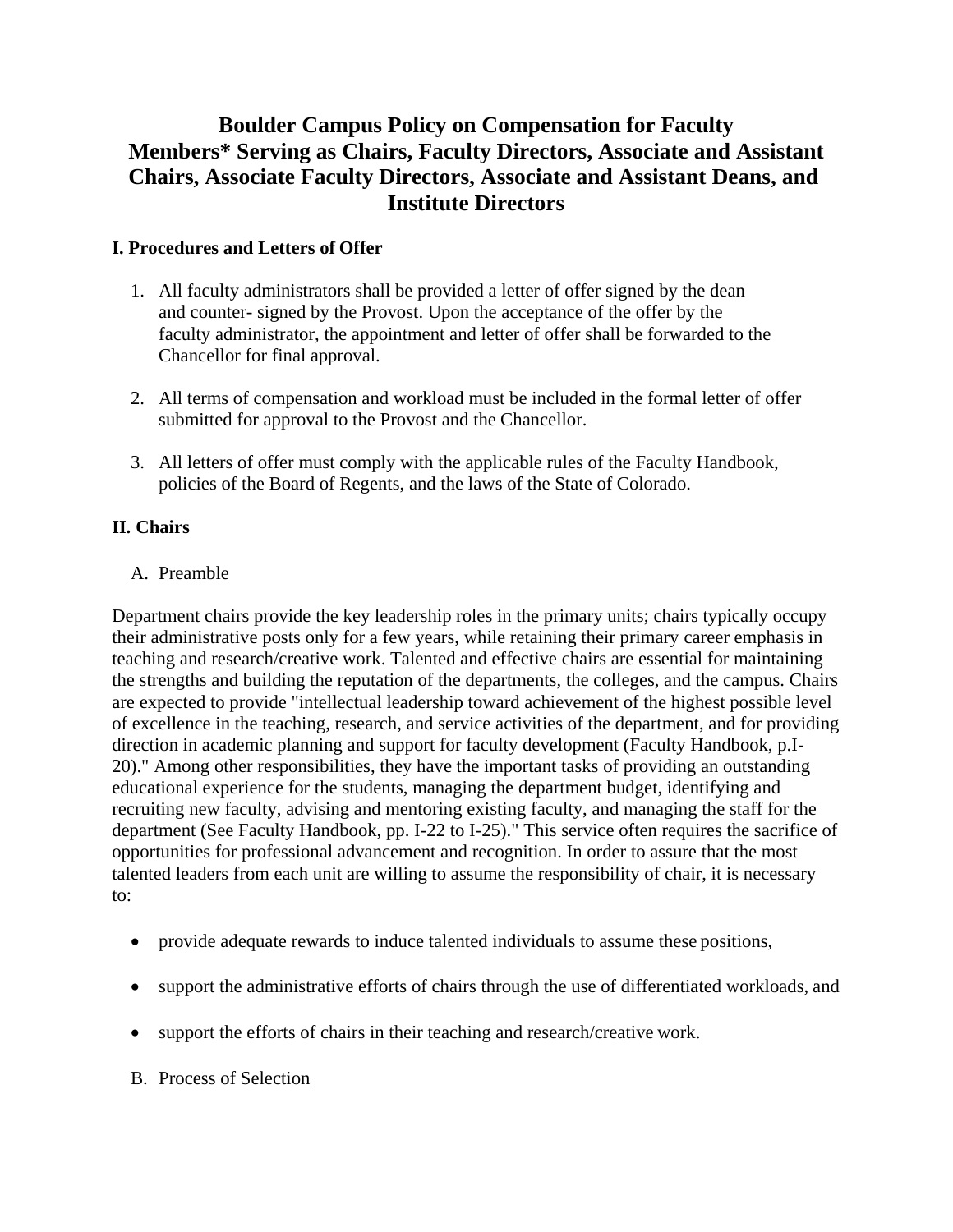# Boulder Campus Policy on Compensation for Faculty Members* Serving as Chairs, Faculty Directors, Associate and Assistant Chairs, Associate Faculty Directors, Associate and Assistant Deans, and Institute Directors

## I. Procedures and Letters of Offer

1. All faculty administrators shall be provided a letter of offer signed by the dean and counter- signed by the Provost. Upon the acceptance of the offer by the faculty administrator, the appointment and letter of offer shall be forwarded to the Chancellor for final approval.

2. All terms of compensation and workload must be included in the formal letter of offer submitted for approval to the Provost and the Chancellor.

3. All letters of offer must comply with the applicable rules of the Faculty Handbook, policies of the Board of Regents, and the laws of the State of Colorado.

## II. Chairs

A. Preamble

Department chairs provide the key leadership roles in the primary units; chairs typically occupy their administrative posts only for a few years, while retaining their primary career emphasis in teaching and research/creative work. Talented and effective chairs are essential for maintaining the strengths and building the reputation of the departments, the colleges, and the campus. Chairs are expected to provide "intellectual leadership toward achievement of the highest possible level of excellence in the teaching, research, and service activities of the department, and for providing direction in academic planning and support for faculty development (Faculty Handbook, p.I-20)." Among other responsibilities, they have the important tasks of providing an outstanding educational experience for the students, managing the department budget, identifying and recruiting new faculty, advising and mentoring existing faculty, and managing the staff for the department (See Faculty Handbook, pp. I-22 to I-25)." This service often requires the sacrifice of opportunities for professional advancement and recognition. In order to assure that the most talented leaders from each unit are willing to assume the responsibility of chair, it is necessary to:

- provide adequate rewards to induce talented individuals to assume these positions,
- support the administrative efforts of chairs through the use of differentiated workloads, and
- support the efforts of chairs in their teaching and research/creative work.

B. Process of Selection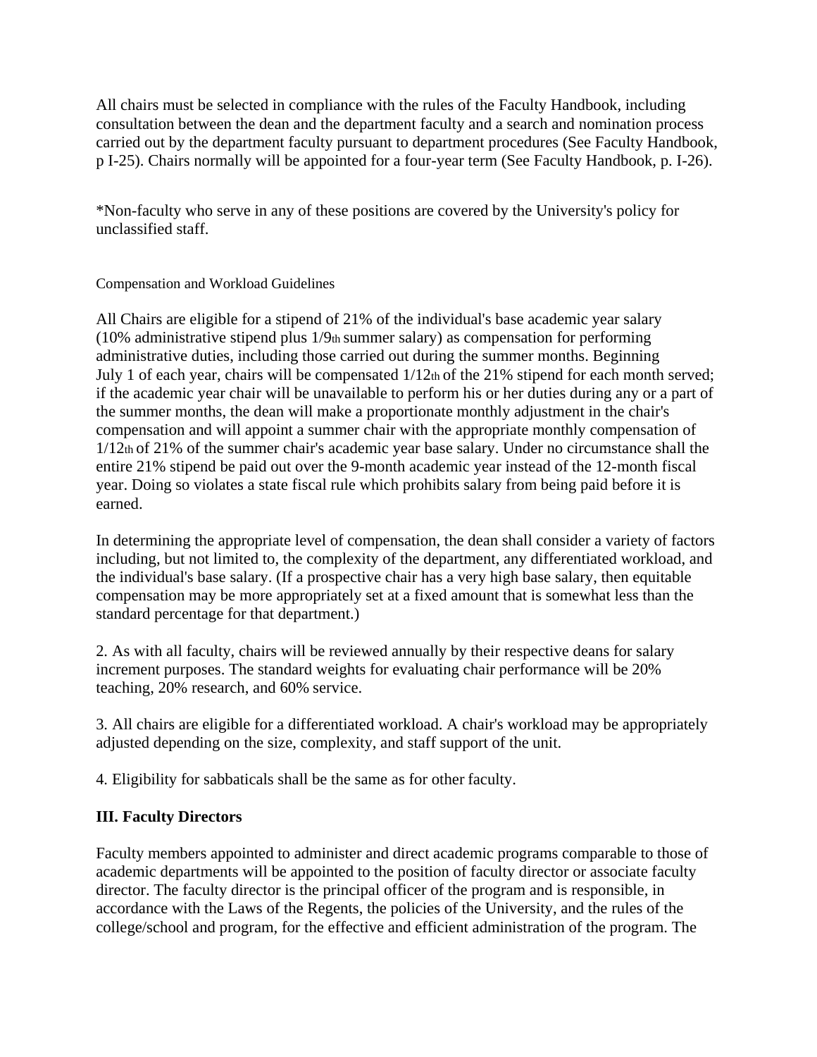All chairs must be selected in compliance with the rules of the Faculty Handbook, including consultation between the dean and the department faculty and a search and nomination process carried out by the department faculty pursuant to department procedures (See Faculty Handbook, p I-25). Chairs normally will be appointed for a four-year term (See Faculty Handbook, p. I-26).

*Non-faculty who serve in any of these positions are covered by the University's policy for unclassified staff.

Compensation and Workload Guidelines

All Chairs are eligible for a stipend of 21% of the individual's base academic year salary (10% administrative stipend plus $1/9^{th}$ summer salary) as compensation for performing administrative duties, including those carried out during the summer months. Beginning July 1 of each year, chairs will be compensated $1/12^{th}$ of the 21% stipend for each month served; if the academic year chair will be unavailable to perform his or her duties during any or a part of the summer months, the dean will make a proportionate monthly adjustment in the chair's compensation and will appoint a summer chair with the appropriate monthly compensation of $1/12^{th}$ of 21% of the summer chair's academic year base salary. Under no circumstance shall the entire 21% stipend be paid out over the 9-month academic year instead of the 12-month fiscal year. Doing so violates a state fiscal rule which prohibits salary from being paid before it is earned.

In determining the appropriate level of compensation, the dean shall consider a variety of factors including, but not limited to, the complexity of the department, any differentiated workload, and the individual's base salary. (If a prospective chair has a very high base salary, then equitable compensation may be more appropriately set at a fixed amount that is somewhat less than the standard percentage for that department.)

2. As with all faculty, chairs will be reviewed annually by their respective deans for salary increment purposes. The standard weights for evaluating chair performance will be 20% teaching, 20% research, and 60% service.

3. All chairs are eligible for a differentiated workload. A chair's workload may be appropriately adjusted depending on the size, complexity, and staff support of the unit.

4. Eligibility for sabbaticals shall be the same as for other faculty.

## III. Faculty Directors

Faculty members appointed to administer and direct academic programs comparable to those of academic departments will be appointed to the position of faculty director or associate faculty director. The faculty director is the principal officer of the program and is responsible, in accordance with the Laws of the Regents, the policies of the University, and the rules of the college/school and program, for the effective and efficient administration of the program. The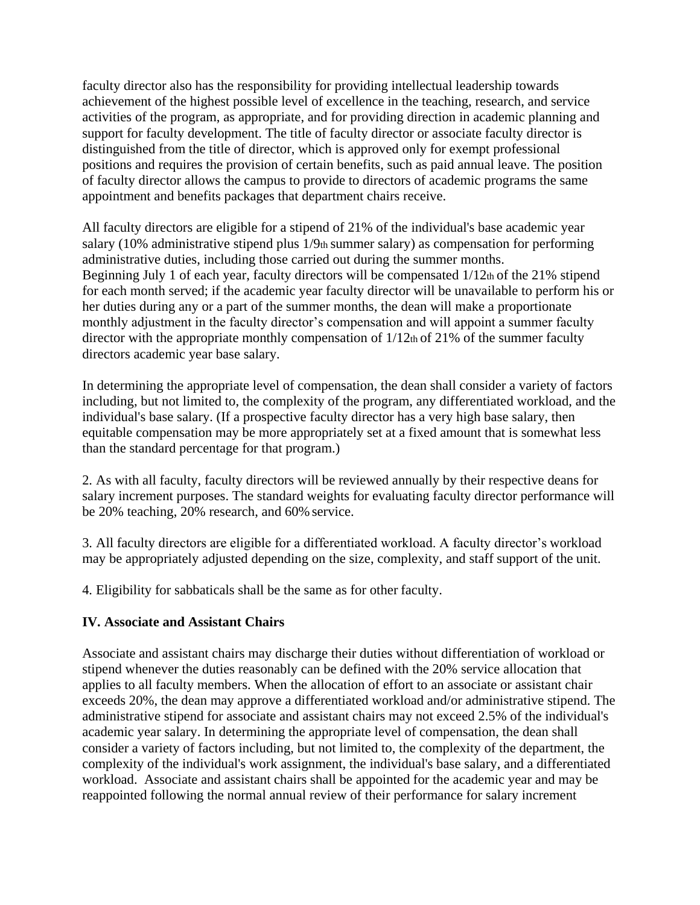faculty director also has the responsibility for providing intellectual leadership towards achievement of the highest possible level of excellence in the teaching, research, and service activities of the program, as appropriate, and for providing direction in academic planning and support for faculty development. The title of faculty director or associate faculty director is distinguished from the title of director, which is approved only for exempt professional positions and requires the provision of certain benefits, such as paid annual leave. The position of faculty director allows the campus to provide to directors of academic programs the same appointment and benefits packages that department chairs receive.

All faculty directors are eligible for a stipend of 21% of the individual's base academic year salary (10% administrative stipend plus 1/9th summer salary) as compensation for performing administrative duties, including those carried out during the summer months. Beginning July 1 of each year, faculty directors will be compensated 1/12th of the 21% stipend for each month served; if the academic year faculty director will be unavailable to perform his or her duties during any or a part of the summer months, the dean will make a proportionate monthly adjustment in the faculty director's compensation and will appoint a summer faculty director with the appropriate monthly compensation of 1/12th of 21% of the summer faculty directors academic year base salary.

In determining the appropriate level of compensation, the dean shall consider a variety of factors including, but not limited to, the complexity of the program, any differentiated workload, and the individual's base salary. (If a prospective faculty director has a very high base salary, then equitable compensation may be more appropriately set at a fixed amount that is somewhat less than the standard percentage for that program.)

2. As with all faculty, faculty directors will be reviewed annually by their respective deans for salary increment purposes. The standard weights for evaluating faculty director performance will be 20% teaching, 20% research, and 60% service.

3. All faculty directors are eligible for a differentiated workload. A faculty director's workload may be appropriately adjusted depending on the size, complexity, and staff support of the unit.

4. Eligibility for sabbaticals shall be the same as for other faculty.

## IV. Associate and Assistant Chairs

Associate and assistant chairs may discharge their duties without differentiation of workload or stipend whenever the duties reasonably can be defined with the 20% service allocation that applies to all faculty members. When the allocation of effort to an associate or assistant chair exceeds 20%, the dean may approve a differentiated workload and/or administrative stipend. The administrative stipend for associate and assistant chairs may not exceed 2.5% of the individual's academic year salary. In determining the appropriate level of compensation, the dean shall consider a variety of factors including, but not limited to, the complexity of the department, the complexity of the individual's work assignment, the individual's base salary, and a differentiated workload. Associate and assistant chairs shall be appointed for the academic year and may be reappointed following the normal annual review of their performance for salary increment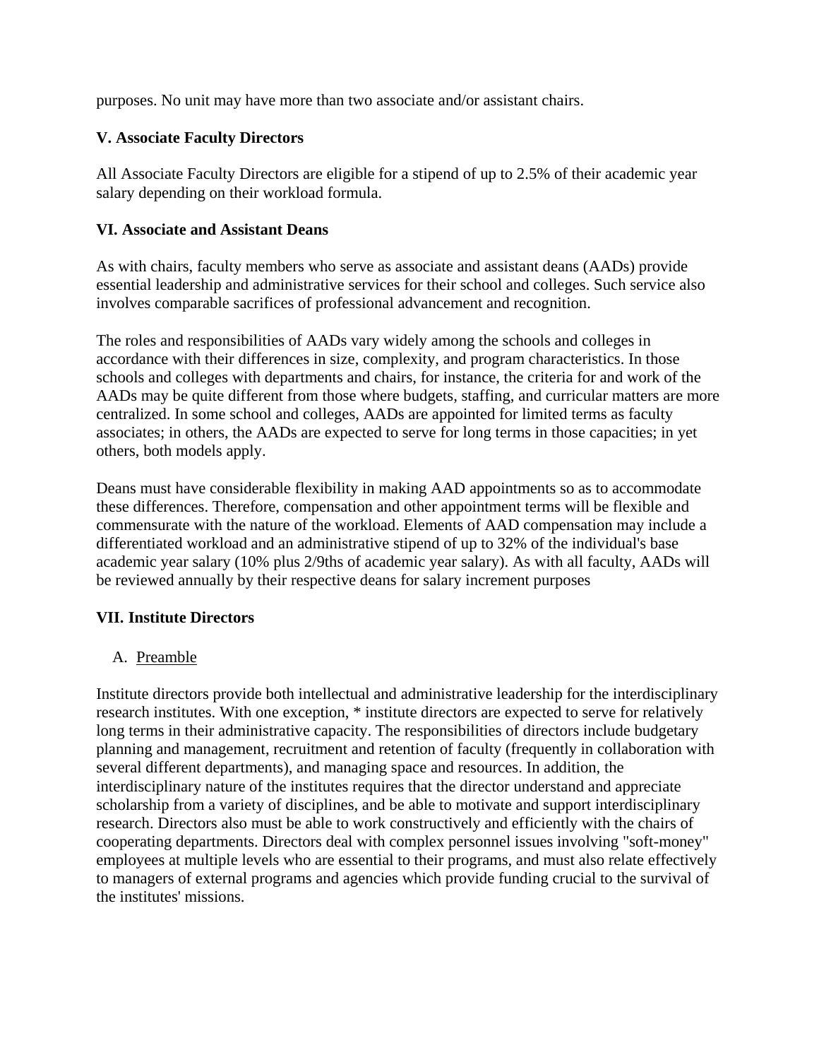purposes. No unit may have more than two associate and/or assistant chairs.

**V. Associate Faculty Directors**

All Associate Faculty Directors are eligible for a stipend of up to 2.5% of their academic year salary depending on their workload formula.

**VI. Associate and Assistant Deans**

As with chairs, faculty members who serve as associate and assistant deans (AADs) provide essential leadership and administrative services for their school and colleges. Such service also involves comparable sacrifices of professional advancement and recognition.

The roles and responsibilities of AADs vary widely among the schools and colleges in accordance with their differences in size, complexity, and program characteristics. In those schools and colleges with departments and chairs, for instance, the criteria for and work of the AADs may be quite different from those where budgets, staffing, and curricular matters are more centralized. In some school and colleges, AADs are appointed for limited terms as faculty associates; in others, the AADs are expected to serve for long terms in those capacities; in yet others, both models apply.

Deans must have considerable flexibility in making AAD appointments so as to accommodate these differences. Therefore, compensation and other appointment terms will be flexible and commensurate with the nature of the workload. Elements of AAD compensation may include a differentiated workload and an administrative stipend of up to 32% of the individual's base academic year salary (10% plus 2/9ths of academic year salary). As with all faculty, AADs will be reviewed annually by their respective deans for salary increment purposes

**VII. Institute Directors**

A. <u>Preamble</u>

Institute directors provide both intellectual and administrative leadership for the interdisciplinary research institutes. With one exception, * institute directors are expected to serve for relatively long terms in their administrative capacity. The responsibilities of directors include budgetary planning and management, recruitment and retention of faculty (frequently in collaboration with several different departments), and managing space and resources. In addition, the interdisciplinary nature of the institutes requires that the director understand and appreciate scholarship from a variety of disciplines, and be able to motivate and support interdisciplinary research. Directors also must be able to work constructively and efficiently with the chairs of cooperating departments. Directors deal with complex personnel issues involving "soft-money" employees at multiple levels who are essential to their programs, and must also relate effectively to managers of external programs and agencies which provide funding crucial to the survival of the institutes' missions.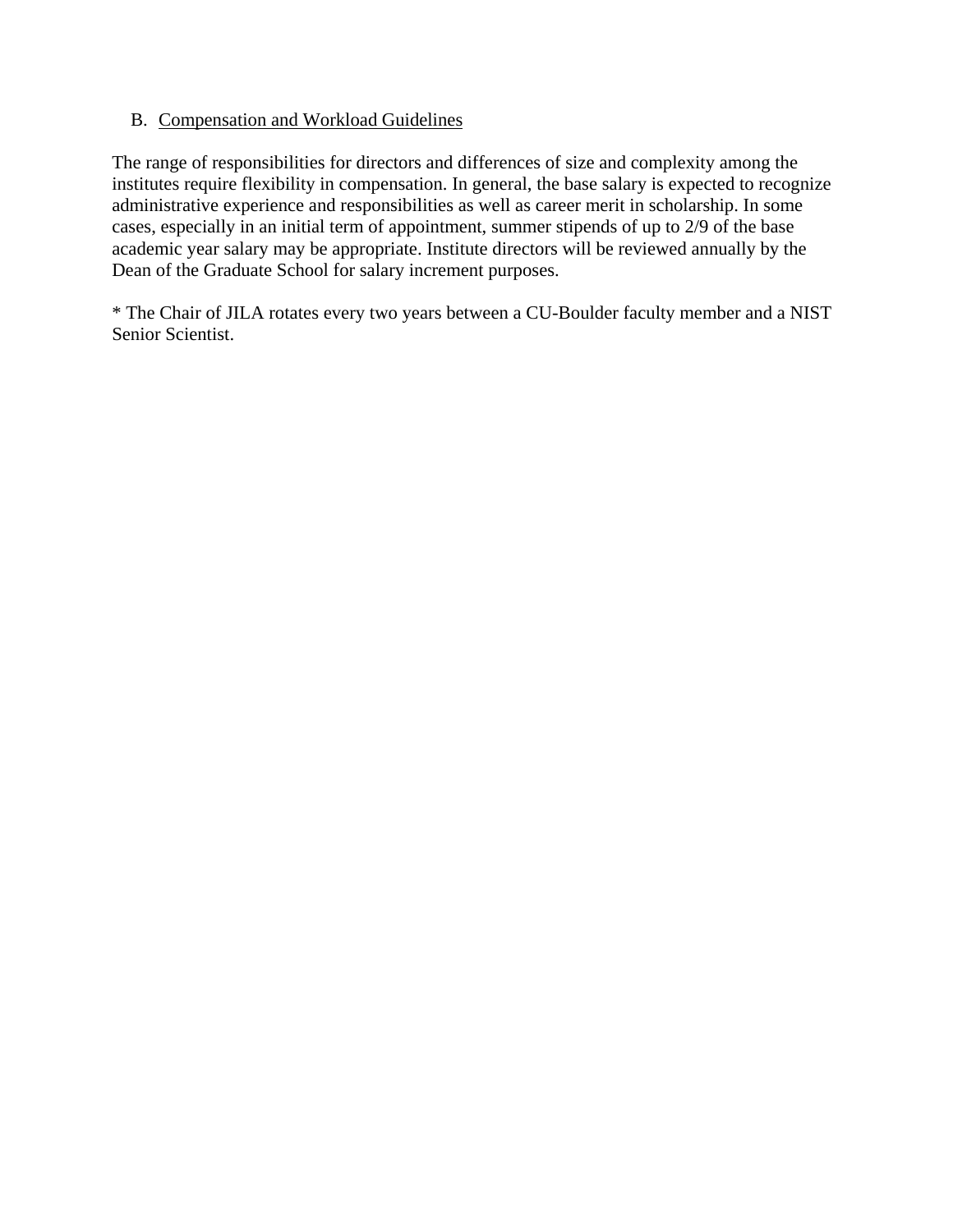B. Compensation and Workload Guidelines

The range of responsibilities for directors and differences of size and complexity among the institutes require flexibility in compensation. In general, the base salary is expected to recognize administrative experience and responsibilities as well as career merit in scholarship. In some cases, especially in an initial term of appointment, summer stipends of up to 2/9 of the base academic year salary may be appropriate. Institute directors will be reviewed annually by the Dean of the Graduate School for salary increment purposes.

* The Chair of JILA rotates every two years between a CU-Boulder faculty member and a NIST Senior Scientist.